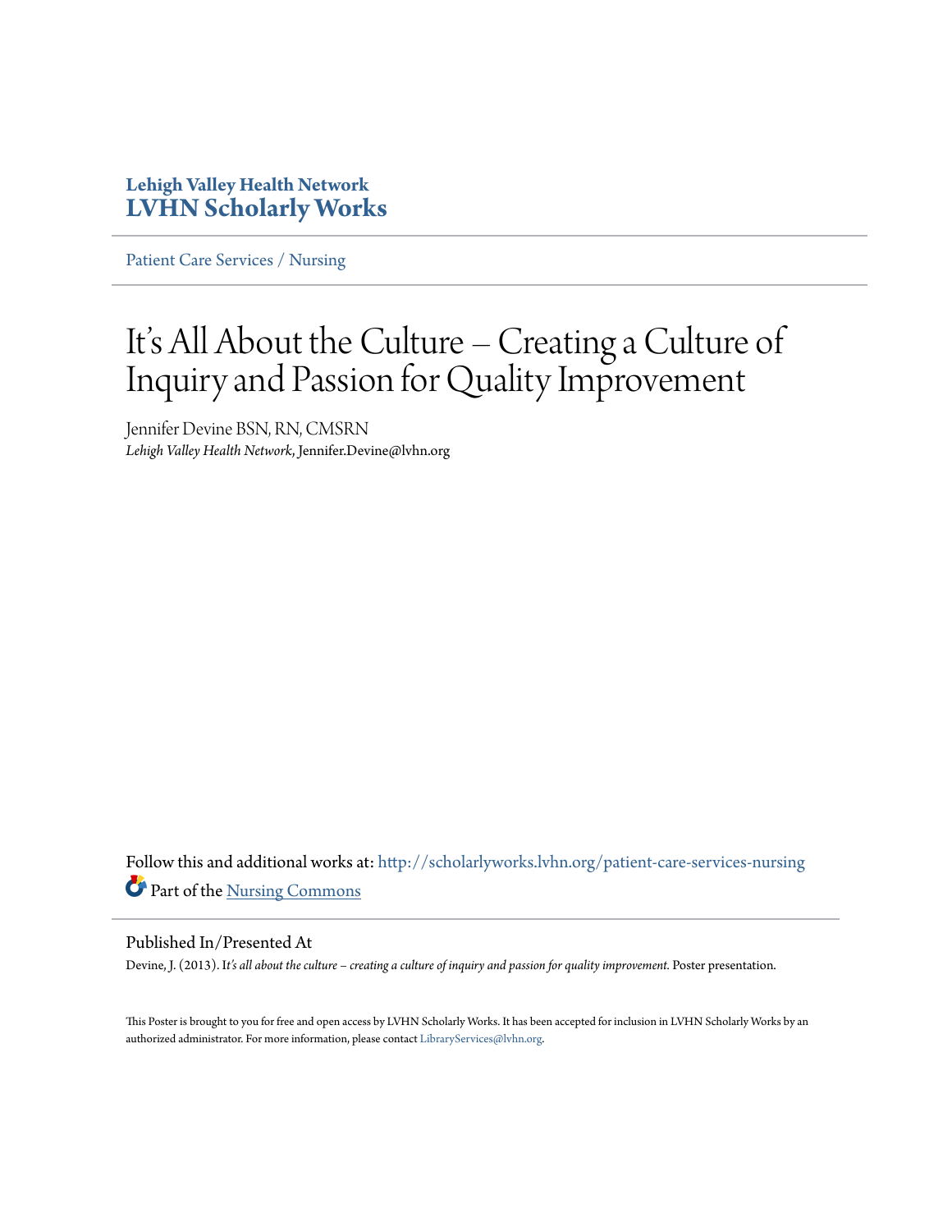**Lehigh Valley Health Network**
**LVHN Scholarly Works**

Patient Care Services / Nursing

# It's All About the Culture – Creating a Culture of Inquiry and Passion for Quality Improvement

Jennifer Devine BSN, RN, CMSRN
*Lehigh Valley Health Network*, Jennifer.Devine@lvhn.org

Follow this and additional works at: http://scholarlyworks.lvhn.org/patient-care-services-nursing
Part of the Nursing Commons

## Published In/Presented At

Devine, J. (2013). I*t's all about the culture – creating a culture of inquiry and passion for quality improvement.* Poster presentation.

This Poster is brought to you for free and open access by LVHN Scholarly Works. It has been accepted for inclusion in LVHN Scholarly Works by an authorized administrator. For more information, please contact LibraryServices@lvhn.org.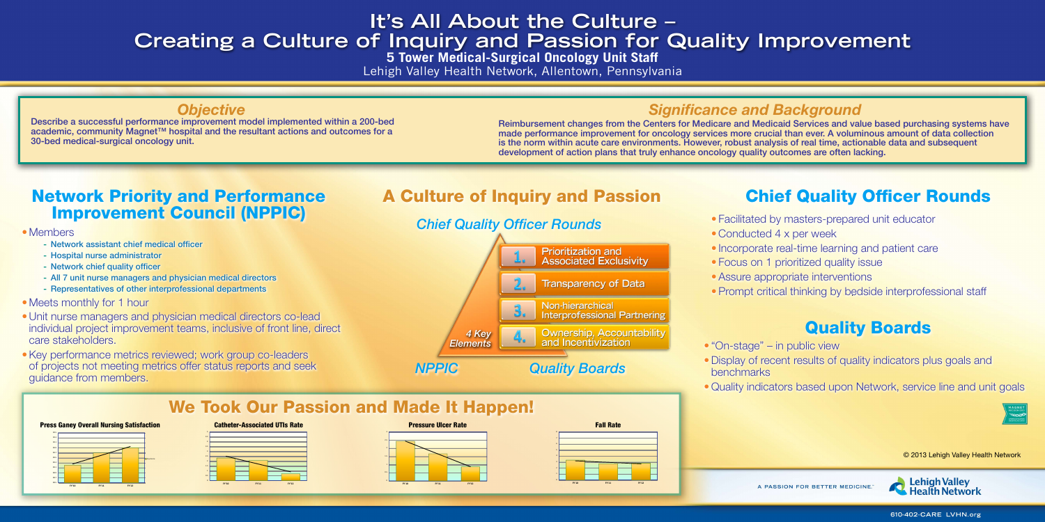# It's All About the Culture – Creating a Culture of Inquiry and Passion for Quality Improvement

**5 Tower Medical-Surgical Oncology Unit Staff**

Lehigh Valley Health Network, Allentown, Pennsylvania

## *Objective*

Describe a successful performance improvement model implemented within a 200-bed academic, community Magnet™ hospital and the resultant actions and outcomes for a 30-bed medical-surgical oncology unit.

## *Significance and Background*

Reimbursement changes from the Centers for Medicare and Medicaid Services and value based purchasing systems have made performance improvement for oncology services more crucial than ever. A voluminous amount of data collection is the norm within acute care environments. However, robust analysis of real time, actionable data and subsequent development of action plans that truly enhance oncology quality outcomes are often lacking.

## Network Priority and Performance Improvement Council (NPPIC)

- Members
  - Network assistant chief medical officer
  - Hospital nurse administrator
  - Network chief quality officer
  - All 7 unit nurse managers and physician medical directors
  - Representatives of other interprofessional departments
- Meets monthly for 1 hour
- Unit nurse managers and physician medical directors co-lead individual project improvement teams, inclusive of front line, direct care stakeholders.
- Key performance metrics reviewed; work group co-leaders of projects not meeting metrics offer status reports and seek guidance from members.

## A Culture of Inquiry and Passion

*Chief Quality Officer Rounds*

1. Prioritization and Associated Exclusivity
2. Transparency of Data
3. Non-hierarchical Interprofessional Partnering
4. Ownership, Accountability and Incentivization

*4 Key Elements*

*NPPIC* *Quality Boards*

## Chief Quality Officer Rounds

- Facilitated by masters-prepared unit educator
- Conducted 4 x per week
- Incorporate real-time learning and patient care
- Focus on 1 prioritized quality issue
- Assure appropriate interventions
- Prompt critical thinking by bedside interprofessional staff

## Quality Boards

- "On-stage" – in public view
- Display of recent results of quality indicators plus goals and benchmarks
- Quality indicators based upon Network, service line and unit goals

## We Took Our Passion and Made It Happen!

**Press Ganey Overall Nursing Satisfaction**

FY10 FY11 FY12

**Catheter-Associated UTIs Rate**

FY10 FY11 FY12

**Pressure Ulcer Rate**

FY10 FY11 FY12

**Fall Rate**

FY10 FY11 FY12

© 2013 Lehigh Valley Health Network

A PASSION FOR BETTER MEDICINE.™

Lehigh Valley Health Network

610-402-CARE LVHN.org